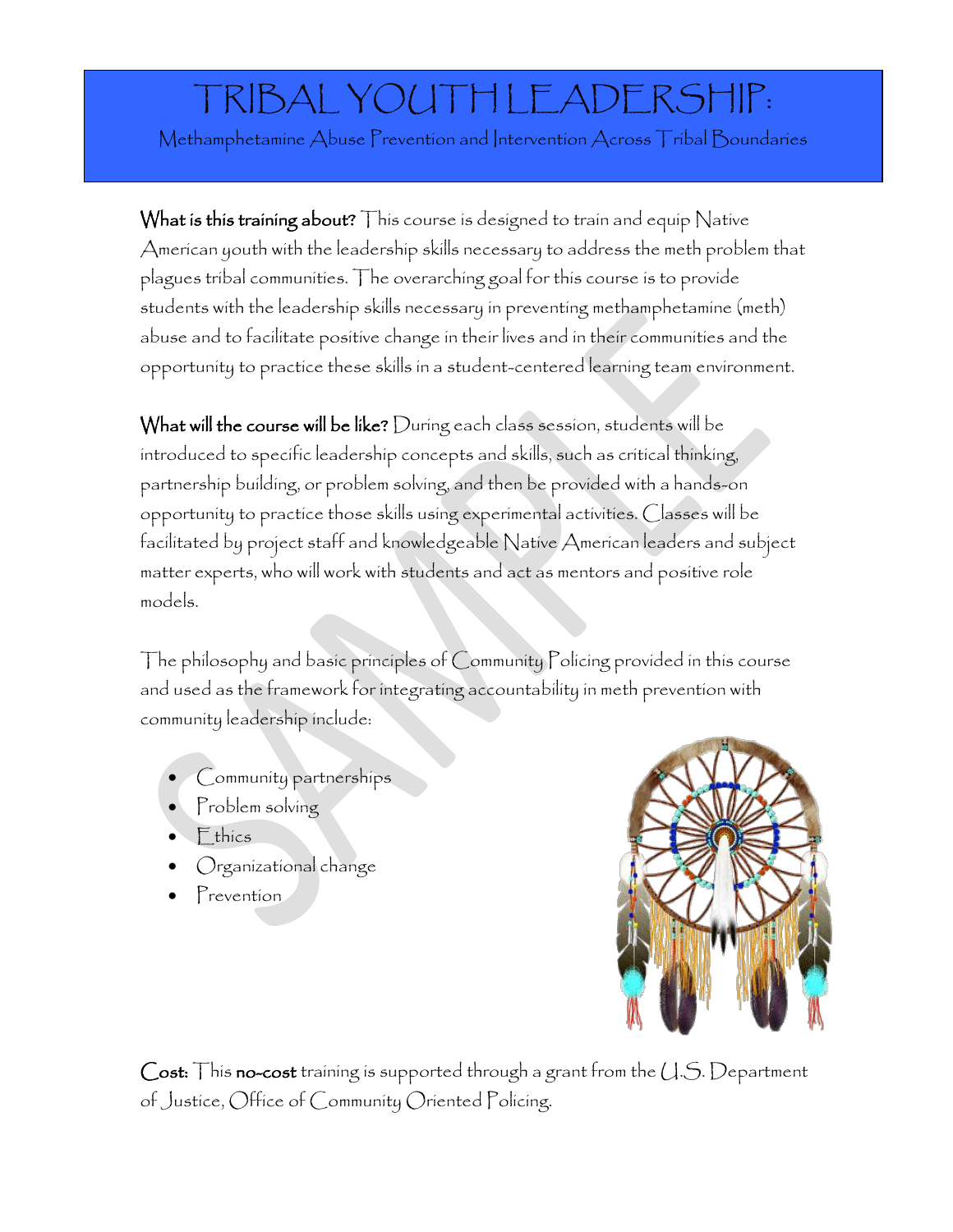# TRIBAL YOUTH LEADERSHIP:

Methamphetamine Abuse Prevention and Intervention Across Tribal Boundaries

**What is this training about?** This course is designed to train and equip Native American youth with the leadership skills necessary to address the meth problem that plagues tribal communities. The overarching goal for this course is to provide students with the leadership skills necessary in preventing methamphetamine (meth) abuse and to facilitate positive change in their lives and in their communities and the opportunity to practice these skills in a student-centered learning team environment.

**What will the course will be like?** During each class session, students will be introduced to specific leadership concepts and skills, such as critical thinking, partnership building, or problem solving, and then be provided with a hands-on opportunity to practice those skills using experimental activities. Classes will be facilitated by project staff and knowledgeable Native American leaders and subject matter experts, who will work with students and act as mentors and positive role models.

The philosophy and basic principles of Community Policing provided in this course and used as the framework for integrating accountability in meth prevention with community leadership include:

- Community partnerships
- Problem solving
- Ethics
- Organizational change
- Prevention

**Cost:** This **no-cost** training is supported through a grant from the U.S. Department of Justice, Office of Community Oriented Policing.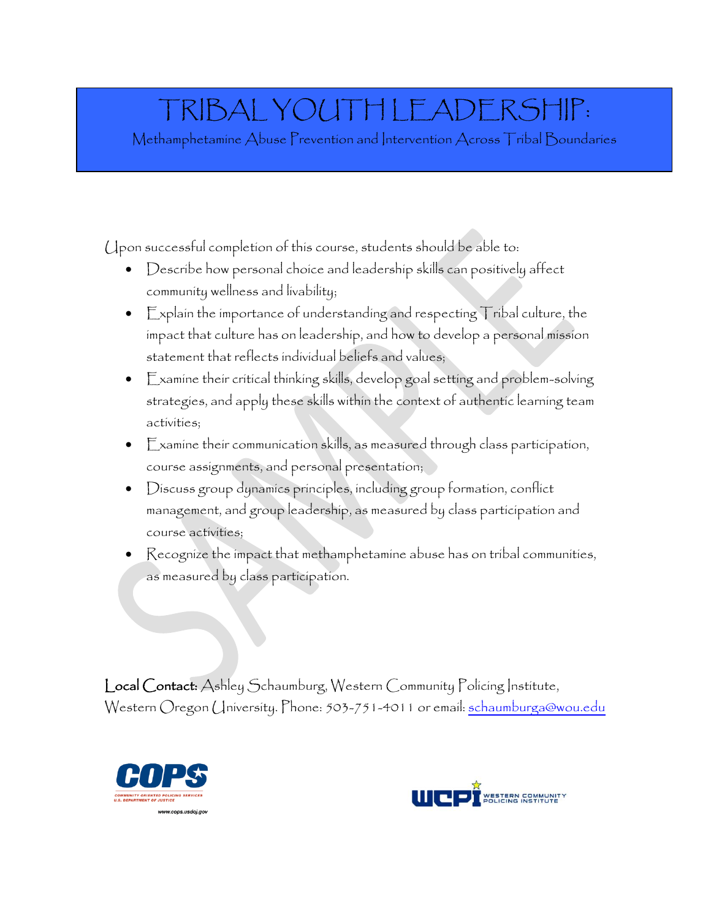# TRIBAL YOUTH LEADERSHIP:

Methamphetamine Abuse Prevention and Intervention Across Tribal Boundaries

Upon successful completion of this course, students should be able to:

- Describe how personal choice and leadership skills can positively affect community wellness and livability;
- Explain the importance of understanding and respecting Tribal culture, the impact that culture has on leadership, and how to develop a personal mission statement that reflects individual beliefs and values;
- Examine their critical thinking skills, develop goal setting and problem-solving strategies, and apply these skills within the context of authentic learning team activities;
- Examine their communication skills, as measured through class participation, course assignments, and personal presentation;
- Discuss group dynamics principles, including group formation, conflict management, and group leadership, as measured by class participation and course activities;
- Recognize the impact that methamphetamine abuse has on tribal communities, as measured by class participation.

**Local Contact:** Ashley Schaumburg, Western Community Policing Institute, Western Oregon University. Phone: 503-751-4011 or email: schaumburga@wou.edu

COPS
COMMUNITY ORIENTED POLICING SERVICES
U.S. DEPARTMENT OF JUSTICE
www.cops.usdoj.gov

WCPI WESTERN COMMUNITY POLICING INSTITUTE